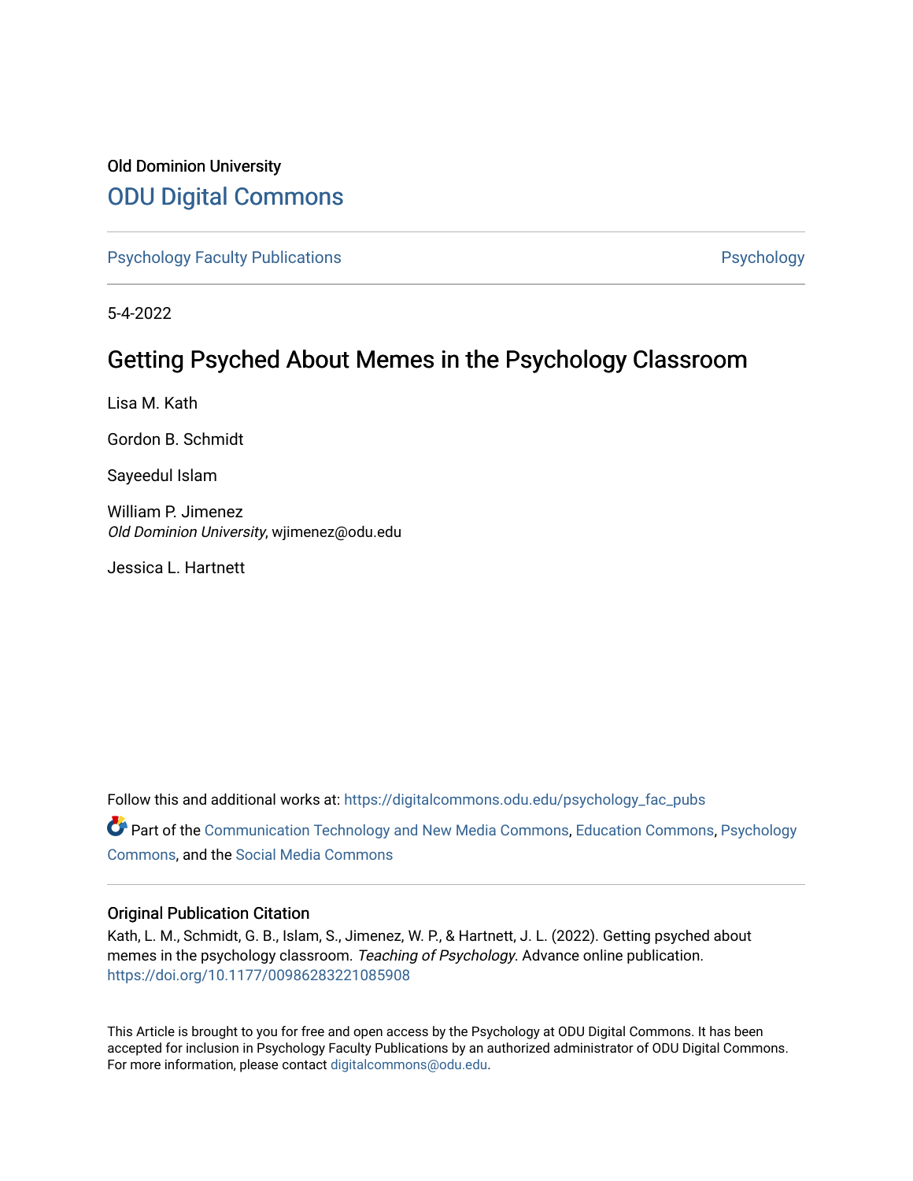Old Dominion University

# ODU Digital Commons

Psychology Faculty Publications | Psychology

5-4-2022

## Getting Psyched About Memes in the Psychology Classroom

Lisa M. Kath

Gordon B. Schmidt

Sayeedul Islam

William P. Jimenez
*Old Dominion University*, wjimenez@odu.edu

Jessica L. Hartnett

Follow this and additional works at: https://digitalcommons.odu.edu/psychology_fac_pubs

Part of the Communication Technology and New Media Commons, Education Commons, Psychology Commons, and the Social Media Commons

### Original Publication Citation

Kath, L. M., Schmidt, G. B., Islam, S., Jimenez, W. P., & Hartnett, J. L. (2022). Getting psyched about memes in the psychology classroom. *Teaching of Psychology*. Advance online publication. https://doi.org/10.1177/00986283221085908

This Article is brought to you for free and open access by the Psychology at ODU Digital Commons. It has been accepted for inclusion in Psychology Faculty Publications by an authorized administrator of ODU Digital Commons. For more information, please contact digitalcommons@odu.edu.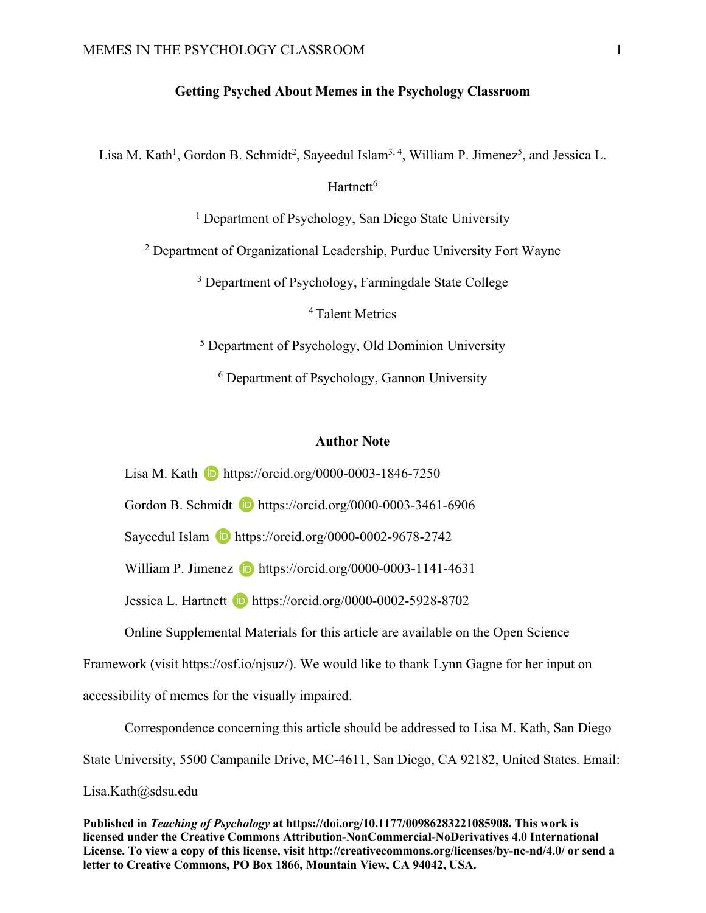**Getting Psyched About Memes in the Psychology Classroom**

Lisa M. Kath[1], Gordon B. Schmidt[2], Sayeedul Islam[3, 4], William P. Jimenez[5], and Jessica L. Hartnett[6]

[1] Department of Psychology, San Diego State University

[2] Department of Organizational Leadership, Purdue University Fort Wayne

[3] Department of Psychology, Farmingdale State College

[4] Talent Metrics

[5] Department of Psychology, Old Dominion University

[6] Department of Psychology, Gannon University

**Author Note**

Lisa M. Kath https://orcid.org/0000-0003-1846-7250

Gordon B. Schmidt https://orcid.org/0000-0003-3461-6906

Sayeedul Islam https://orcid.org/0000-0002-9678-2742

William P. Jimenez https://orcid.org/0000-0003-1141-4631

Jessica L. Hartnett https://orcid.org/0000-0002-5928-8702

Online Supplemental Materials for this article are available on the Open Science Framework (visit https://osf.io/njsuz/). We would like to thank Lynn Gagne for her input on accessibility of memes for the visually impaired.

Correspondence concerning this article should be addressed to Lisa M. Kath, San Diego State University, 5500 Campanile Drive, MC-4611, San Diego, CA 92182, United States. Email: Lisa.Kath@sdsu.edu

**Published in *Teaching of Psychology* at https://doi.org/10.1177/00986283221085908. This work is licensed under the Creative Commons Attribution-NonCommercial-NoDerivatives 4.0 International License. To view a copy of this license, visit http://creativecommons.org/licenses/by-nc-nd/4.0/ or send a letter to Creative Commons, PO Box 1866, Mountain View, CA 94042, USA.**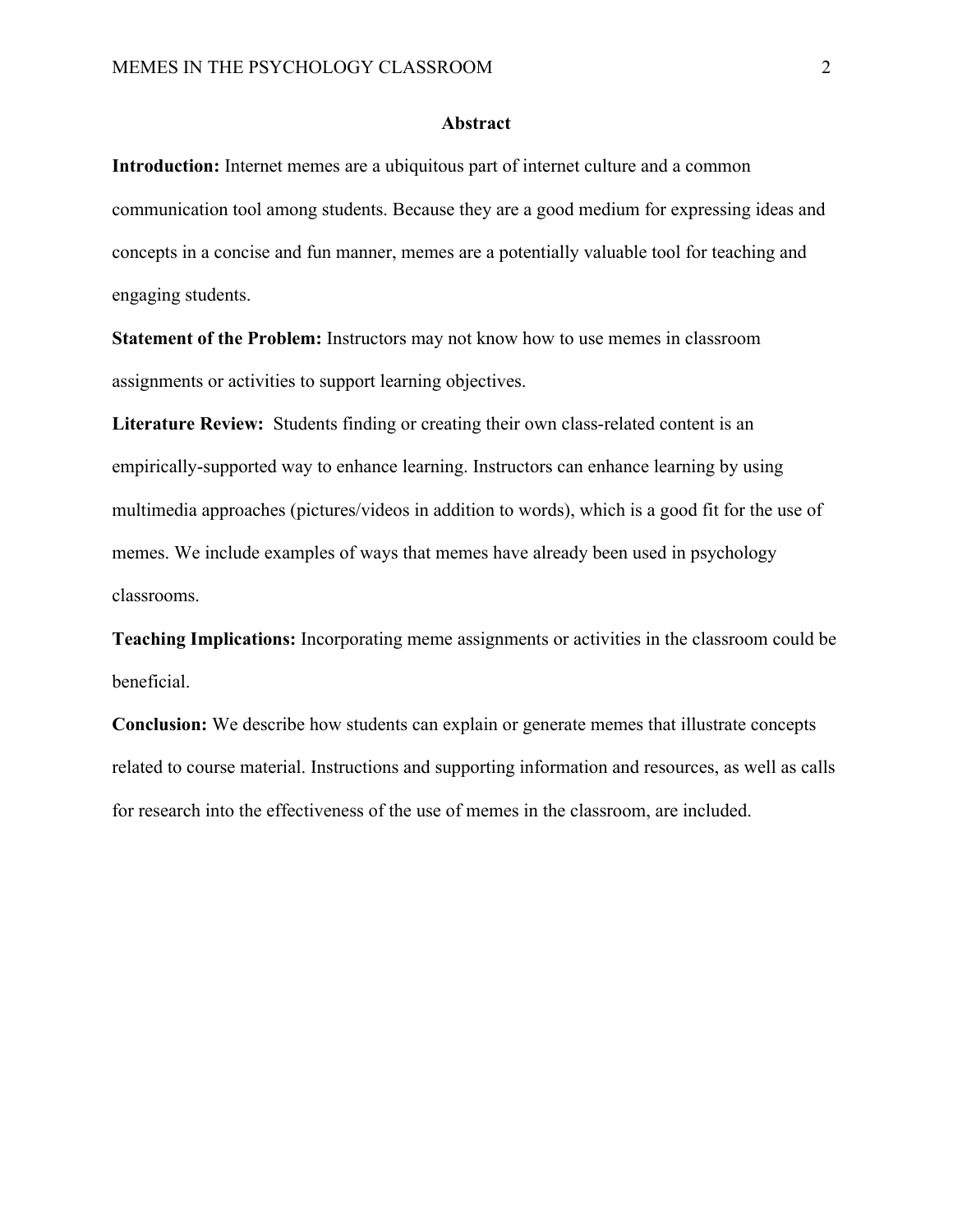## Abstract

**Introduction:** Internet memes are a ubiquitous part of internet culture and a common communication tool among students. Because they are a good medium for expressing ideas and concepts in a concise and fun manner, memes are a potentially valuable tool for teaching and engaging students.

**Statement of the Problem:** Instructors may not know how to use memes in classroom assignments or activities to support learning objectives.

**Literature Review:** Students finding or creating their own class-related content is an empirically-supported way to enhance learning. Instructors can enhance learning by using multimedia approaches (pictures/videos in addition to words), which is a good fit for the use of memes. We include examples of ways that memes have already been used in psychology classrooms.

**Teaching Implications:** Incorporating meme assignments or activities in the classroom could be beneficial.

**Conclusion:** We describe how students can explain or generate memes that illustrate concepts related to course material. Instructions and supporting information and resources, as well as calls for research into the effectiveness of the use of memes in the classroom, are included.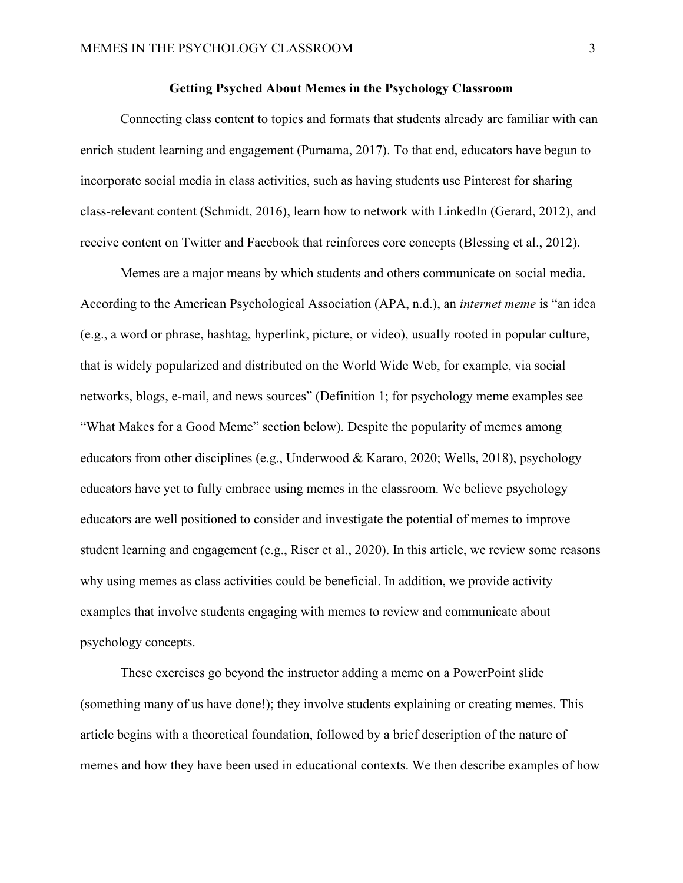**Getting Psyched About Memes in the Psychology Classroom**

Connecting class content to topics and formats that students already are familiar with can enrich student learning and engagement (Purnama, 2017). To that end, educators have begun to incorporate social media in class activities, such as having students use Pinterest for sharing class-relevant content (Schmidt, 2016), learn how to network with LinkedIn (Gerard, 2012), and receive content on Twitter and Facebook that reinforces core concepts (Blessing et al., 2012).

Memes are a major means by which students and others communicate on social media. According to the American Psychological Association (APA, n.d.), an *internet meme* is "an idea (e.g., a word or phrase, hashtag, hyperlink, picture, or video), usually rooted in popular culture, that is widely popularized and distributed on the World Wide Web, for example, via social networks, blogs, e-mail, and news sources" (Definition 1; for psychology meme examples see "What Makes for a Good Meme" section below). Despite the popularity of memes among educators from other disciplines (e.g., Underwood & Kararo, 2020; Wells, 2018), psychology educators have yet to fully embrace using memes in the classroom. We believe psychology educators are well positioned to consider and investigate the potential of memes to improve student learning and engagement (e.g., Riser et al., 2020). In this article, we review some reasons why using memes as class activities could be beneficial. In addition, we provide activity examples that involve students engaging with memes to review and communicate about psychology concepts.

These exercises go beyond the instructor adding a meme on a PowerPoint slide (something many of us have done!); they involve students explaining or creating memes. This article begins with a theoretical foundation, followed by a brief description of the nature of memes and how they have been used in educational contexts. We then describe examples of how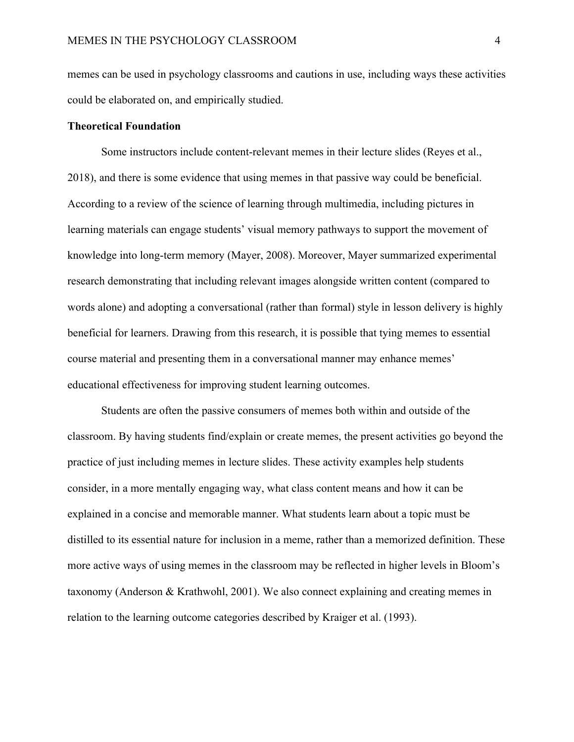memes can be used in psychology classrooms and cautions in use, including ways these activities could be elaborated on, and empirically studied.

**Theoretical Foundation**

Some instructors include content-relevant memes in their lecture slides (Reyes et al., 2018), and there is some evidence that using memes in that passive way could be beneficial. According to a review of the science of learning through multimedia, including pictures in learning materials can engage students' visual memory pathways to support the movement of knowledge into long-term memory (Mayer, 2008). Moreover, Mayer summarized experimental research demonstrating that including relevant images alongside written content (compared to words alone) and adopting a conversational (rather than formal) style in lesson delivery is highly beneficial for learners. Drawing from this research, it is possible that tying memes to essential course material and presenting them in a conversational manner may enhance memes' educational effectiveness for improving student learning outcomes.

Students are often the passive consumers of memes both within and outside of the classroom. By having students find/explain or create memes, the present activities go beyond the practice of just including memes in lecture slides. These activity examples help students consider, in a more mentally engaging way, what class content means and how it can be explained in a concise and memorable manner. What students learn about a topic must be distilled to its essential nature for inclusion in a meme, rather than a memorized definition. These more active ways of using memes in the classroom may be reflected in higher levels in Bloom's taxonomy (Anderson & Krathwohl, 2001). We also connect explaining and creating memes in relation to the learning outcome categories described by Kraiger et al. (1993).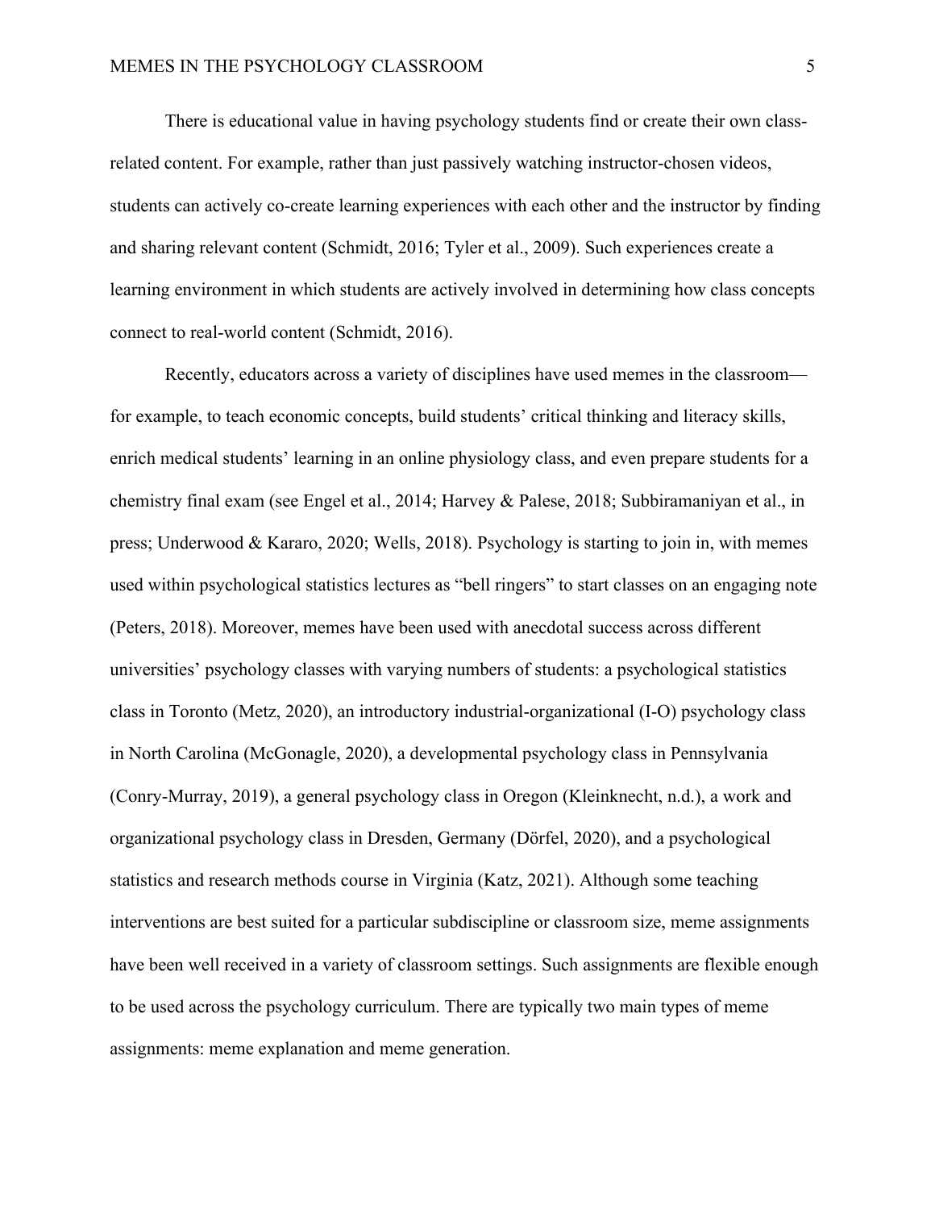There is educational value in having psychology students find or create their own class-related content. For example, rather than just passively watching instructor-chosen videos, students can actively co-create learning experiences with each other and the instructor by finding and sharing relevant content (Schmidt, 2016; Tyler et al., 2009). Such experiences create a learning environment in which students are actively involved in determining how class concepts connect to real-world content (Schmidt, 2016).

Recently, educators across a variety of disciplines have used memes in the classroom—for example, to teach economic concepts, build students' critical thinking and literacy skills, enrich medical students' learning in an online physiology class, and even prepare students for a chemistry final exam (see Engel et al., 2014; Harvey & Palese, 2018; Subbiramaniyan et al., in press; Underwood & Kararo, 2020; Wells, 2018). Psychology is starting to join in, with memes used within psychological statistics lectures as "bell ringers" to start classes on an engaging note (Peters, 2018). Moreover, memes have been used with anecdotal success across different universities' psychology classes with varying numbers of students: a psychological statistics class in Toronto (Metz, 2020), an introductory industrial-organizational (I-O) psychology class in North Carolina (McGonagle, 2020), a developmental psychology class in Pennsylvania (Conry-Murray, 2019), a general psychology class in Oregon (Kleinknecht, n.d.), a work and organizational psychology class in Dresden, Germany (Dörfel, 2020), and a psychological statistics and research methods course in Virginia (Katz, 2021). Although some teaching interventions are best suited for a particular subdiscipline or classroom size, meme assignments have been well received in a variety of classroom settings. Such assignments are flexible enough to be used across the psychology curriculum. There are typically two main types of meme assignments: meme explanation and meme generation.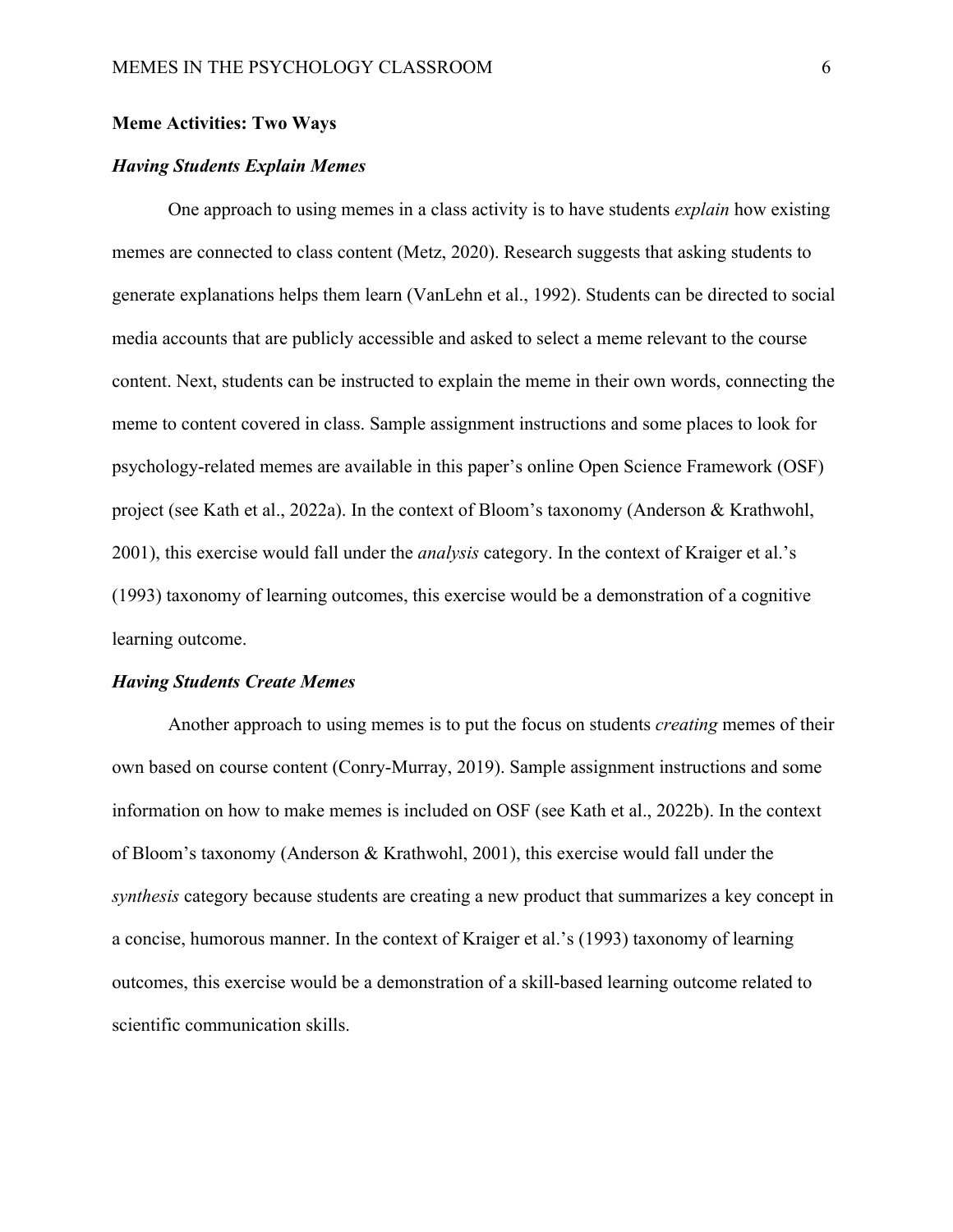## Meme Activities: Two Ways

### *Having Students Explain Memes*

One approach to using memes in a class activity is to have students *explain* how existing memes are connected to class content (Metz, 2020). Research suggests that asking students to generate explanations helps them learn (VanLehn et al., 1992). Students can be directed to social media accounts that are publicly accessible and asked to select a meme relevant to the course content. Next, students can be instructed to explain the meme in their own words, connecting the meme to content covered in class. Sample assignment instructions and some places to look for psychology-related memes are available in this paper's online Open Science Framework (OSF) project (see Kath et al., 2022a). In the context of Bloom's taxonomy (Anderson & Krathwohl, 2001), this exercise would fall under the *analysis* category. In the context of Kraiger et al.'s (1993) taxonomy of learning outcomes, this exercise would be a demonstration of a cognitive learning outcome.

### *Having Students Create Memes*

Another approach to using memes is to put the focus on students *creating* memes of their own based on course content (Conry-Murray, 2019). Sample assignment instructions and some information on how to make memes is included on OSF (see Kath et al., 2022b). In the context of Bloom's taxonomy (Anderson & Krathwohl, 2001), this exercise would fall under the *synthesis* category because students are creating a new product that summarizes a key concept in a concise, humorous manner. In the context of Kraiger et al.'s (1993) taxonomy of learning outcomes, this exercise would be a demonstration of a skill-based learning outcome related to scientific communication skills.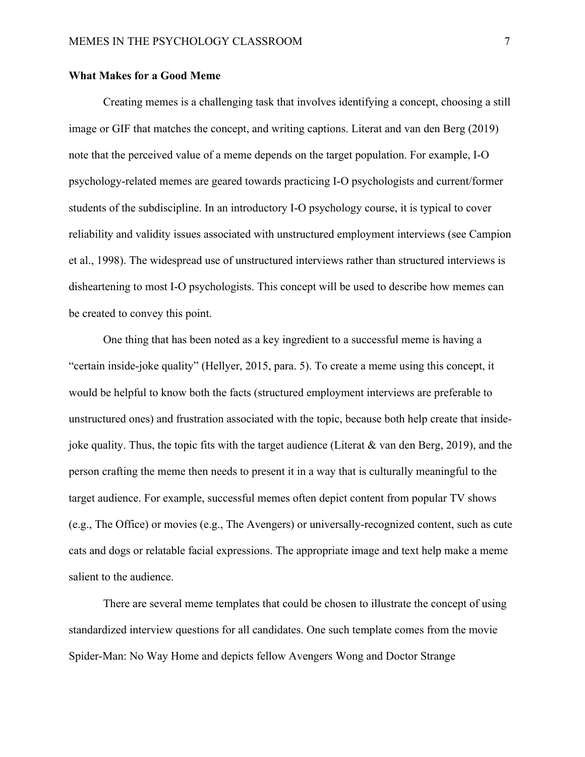**What Makes for a Good Meme**

Creating memes is a challenging task that involves identifying a concept, choosing a still image or GIF that matches the concept, and writing captions. Literat and van den Berg (2019) note that the perceived value of a meme depends on the target population. For example, I-O psychology-related memes are geared towards practicing I-O psychologists and current/former students of the subdiscipline. In an introductory I-O psychology course, it is typical to cover reliability and validity issues associated with unstructured employment interviews (see Campion et al., 1998). The widespread use of unstructured interviews rather than structured interviews is disheartening to most I-O psychologists. This concept will be used to describe how memes can be created to convey this point.

One thing that has been noted as a key ingredient to a successful meme is having a "certain inside-joke quality" (Hellyer, 2015, para. 5). To create a meme using this concept, it would be helpful to know both the facts (structured employment interviews are preferable to unstructured ones) and frustration associated with the topic, because both help create that inside-joke quality. Thus, the topic fits with the target audience (Literat & van den Berg, 2019), and the person crafting the meme then needs to present it in a way that is culturally meaningful to the target audience. For example, successful memes often depict content from popular TV shows (e.g., The Office) or movies (e.g., The Avengers) or universally-recognized content, such as cute cats and dogs or relatable facial expressions. The appropriate image and text help make a meme salient to the audience.

There are several meme templates that could be chosen to illustrate the concept of using standardized interview questions for all candidates. One such template comes from the movie Spider-Man: No Way Home and depicts fellow Avengers Wong and Doctor Strange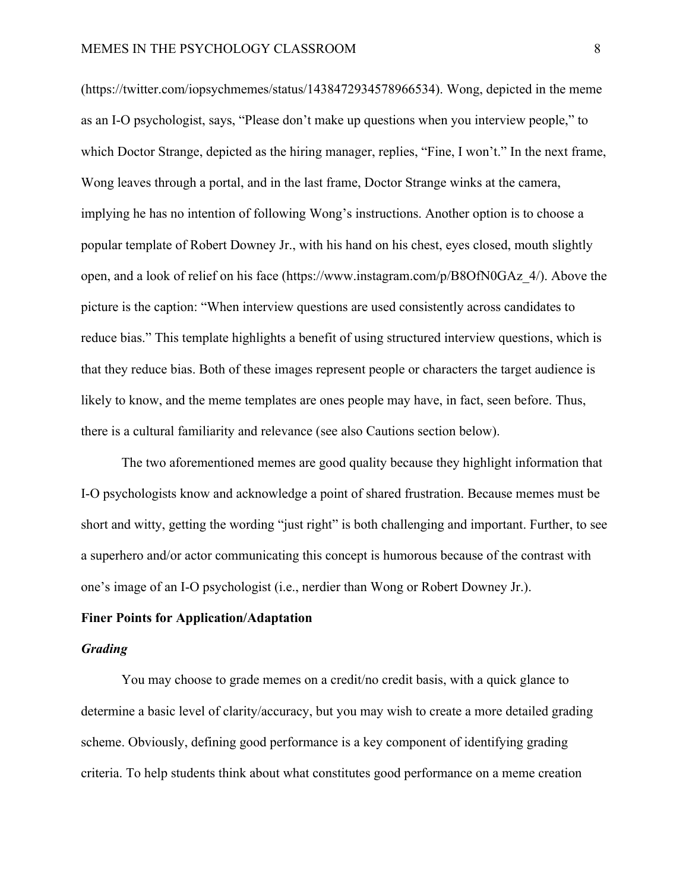(https://twitter.com/iopsychmemes/status/1438472934578966534). Wong, depicted in the meme as an I-O psychologist, says, "Please don't make up questions when you interview people," to which Doctor Strange, depicted as the hiring manager, replies, "Fine, I won't." In the next frame, Wong leaves through a portal, and in the last frame, Doctor Strange winks at the camera, implying he has no intention of following Wong's instructions. Another option is to choose a popular template of Robert Downey Jr., with his hand on his chest, eyes closed, mouth slightly open, and a look of relief on his face (https://www.instagram.com/p/B8OfN0GAz_4/). Above the picture is the caption: "When interview questions are used consistently across candidates to reduce bias." This template highlights a benefit of using structured interview questions, which is that they reduce bias. Both of these images represent people or characters the target audience is likely to know, and the meme templates are ones people may have, in fact, seen before. Thus, there is a cultural familiarity and relevance (see also Cautions section below).

The two aforementioned memes are good quality because they highlight information that I-O psychologists know and acknowledge a point of shared frustration. Because memes must be short and witty, getting the wording "just right" is both challenging and important. Further, to see a superhero and/or actor communicating this concept is humorous because of the contrast with one's image of an I-O psychologist (i.e., nerdier than Wong or Robert Downey Jr.).

**Finer Points for Application/Adaptation**

***Grading***

You may choose to grade memes on a credit/no credit basis, with a quick glance to determine a basic level of clarity/accuracy, but you may wish to create a more detailed grading scheme. Obviously, defining good performance is a key component of identifying grading criteria. To help students think about what constitutes good performance on a meme creation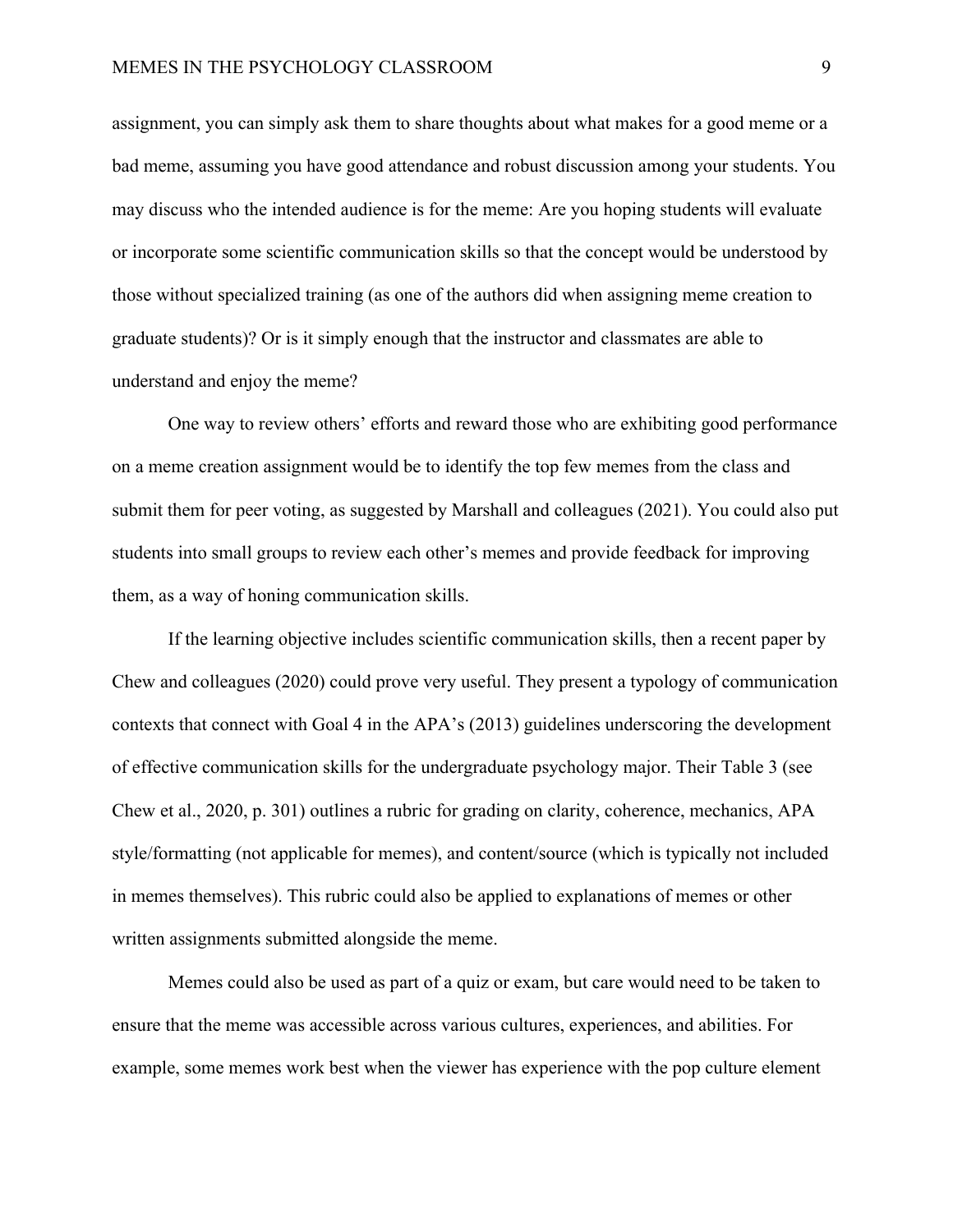assignment, you can simply ask them to share thoughts about what makes for a good meme or a bad meme, assuming you have good attendance and robust discussion among your students. You may discuss who the intended audience is for the meme: Are you hoping students will evaluate or incorporate some scientific communication skills so that the concept would be understood by those without specialized training (as one of the authors did when assigning meme creation to graduate students)? Or is it simply enough that the instructor and classmates are able to understand and enjoy the meme?

One way to review others' efforts and reward those who are exhibiting good performance on a meme creation assignment would be to identify the top few memes from the class and submit them for peer voting, as suggested by Marshall and colleagues (2021). You could also put students into small groups to review each other's memes and provide feedback for improving them, as a way of honing communication skills.

If the learning objective includes scientific communication skills, then a recent paper by Chew and colleagues (2020) could prove very useful. They present a typology of communication contexts that connect with Goal 4 in the APA's (2013) guidelines underscoring the development of effective communication skills for the undergraduate psychology major. Their Table 3 (see Chew et al., 2020, p. 301) outlines a rubric for grading on clarity, coherence, mechanics, APA style/formatting (not applicable for memes), and content/source (which is typically not included in memes themselves). This rubric could also be applied to explanations of memes or other written assignments submitted alongside the meme.

Memes could also be used as part of a quiz or exam, but care would need to be taken to ensure that the meme was accessible across various cultures, experiences, and abilities. For example, some memes work best when the viewer has experience with the pop culture element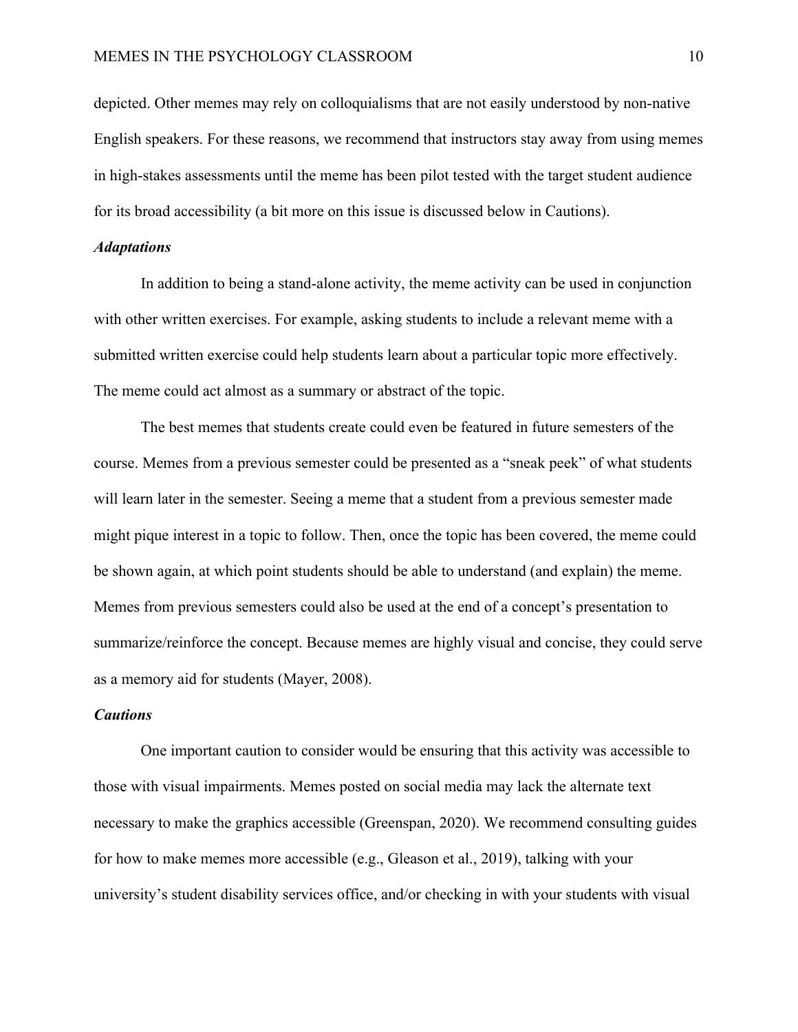depicted. Other memes may rely on colloquialisms that are not easily understood by non-native English speakers. For these reasons, we recommend that instructors stay away from using memes in high-stakes assessments until the meme has been pilot tested with the target student audience for its broad accessibility (a bit more on this issue is discussed below in Cautions).

### *Adaptations*

In addition to being a stand-alone activity, the meme activity can be used in conjunction with other written exercises. For example, asking students to include a relevant meme with a submitted written exercise could help students learn about a particular topic more effectively. The meme could act almost as a summary or abstract of the topic.

The best memes that students create could even be featured in future semesters of the course. Memes from a previous semester could be presented as a "sneak peek" of what students will learn later in the semester. Seeing a meme that a student from a previous semester made might pique interest in a topic to follow. Then, once the topic has been covered, the meme could be shown again, at which point students should be able to understand (and explain) the meme. Memes from previous semesters could also be used at the end of a concept's presentation to summarize/reinforce the concept. Because memes are highly visual and concise, they could serve as a memory aid for students (Mayer, 2008).

### *Cautions*

One important caution to consider would be ensuring that this activity was accessible to those with visual impairments. Memes posted on social media may lack the alternate text necessary to make the graphics accessible (Greenspan, 2020). We recommend consulting guides for how to make memes more accessible (e.g., Gleason et al., 2019), talking with your university's student disability services office, and/or checking in with your students with visual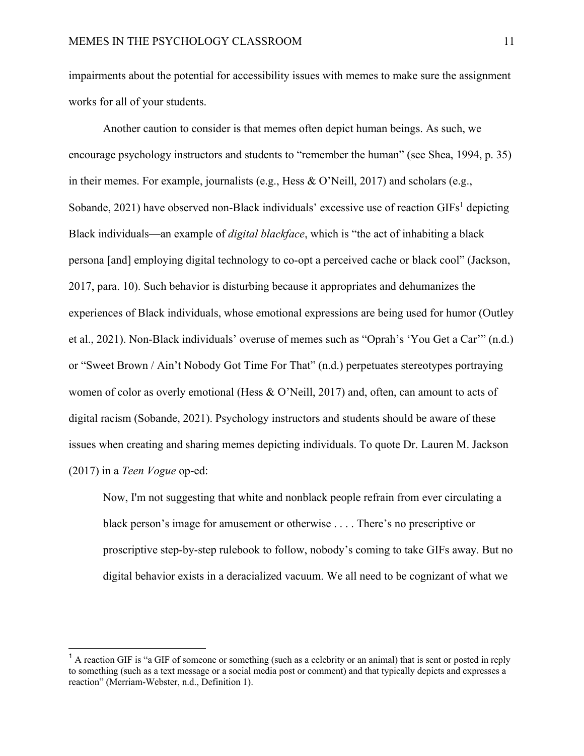impairments about the potential for accessibility issues with memes to make sure the assignment works for all of your students.

Another caution to consider is that memes often depict human beings. As such, we encourage psychology instructors and students to "remember the human" (see Shea, 1994, p. 35) in their memes. For example, journalists (e.g., Hess & O'Neill, 2017) and scholars (e.g., Sobande, 2021) have observed non-Black individuals' excessive use of reaction GIFs[1] depicting Black individuals—an example of *digital blackface*, which is "the act of inhabiting a black persona [and] employing digital technology to co-opt a perceived cache or black cool" (Jackson, 2017, para. 10). Such behavior is disturbing because it appropriates and dehumanizes the experiences of Black individuals, whose emotional expressions are being used for humor (Outley et al., 2021). Non-Black individuals' overuse of memes such as "Oprah's 'You Get a Car'" (n.d.) or "Sweet Brown / Ain't Nobody Got Time For That" (n.d.) perpetuates stereotypes portraying women of color as overly emotional (Hess & O'Neill, 2017) and, often, can amount to acts of digital racism (Sobande, 2021). Psychology instructors and students should be aware of these issues when creating and sharing memes depicting individuals. To quote Dr. Lauren M. Jackson (2017) in a *Teen Vogue* op-ed:

> Now, I'm not suggesting that white and nonblack people refrain from ever circulating a black person's image for amusement or otherwise . . . . There's no prescriptive or proscriptive step-by-step rulebook to follow, nobody's coming to take GIFs away. But no digital behavior exists in a deracialized vacuum. We all need to be cognizant of what we

---

[1] A reaction GIF is "a GIF of someone or something (such as a celebrity or an animal) that is sent or posted in reply to something (such as a text message or a social media post or comment) and that typically depicts and expresses a reaction" (Merriam-Webster, n.d., Definition 1).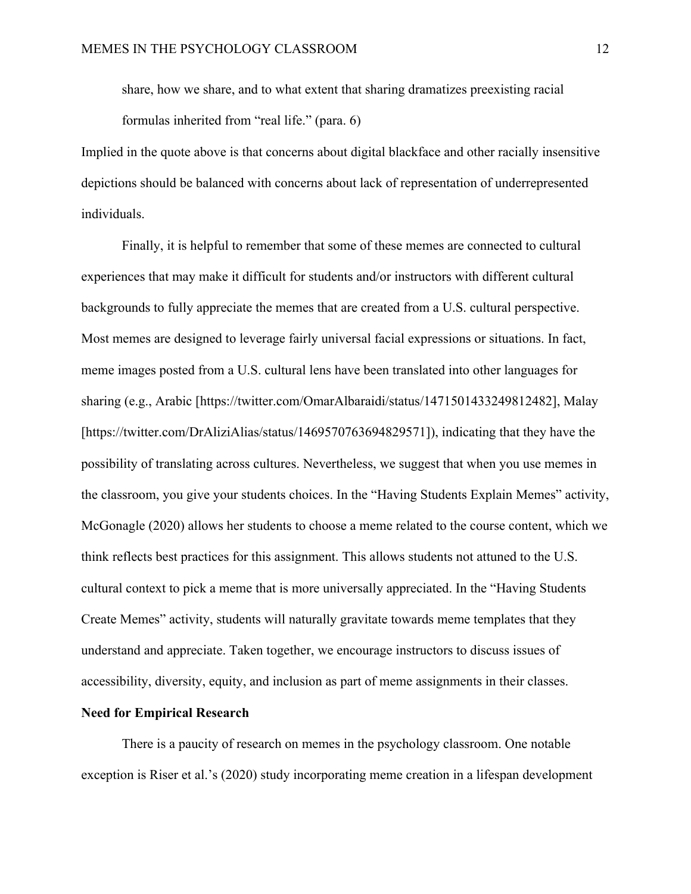> share, how we share, and to what extent that sharing dramatizes preexisting racial formulas inherited from "real life." (para. 6)

Implied in the quote above is that concerns about digital blackface and other racially insensitive depictions should be balanced with concerns about lack of representation of underrepresented individuals.

Finally, it is helpful to remember that some of these memes are connected to cultural experiences that may make it difficult for students and/or instructors with different cultural backgrounds to fully appreciate the memes that are created from a U.S. cultural perspective. Most memes are designed to leverage fairly universal facial expressions or situations. In fact, meme images posted from a U.S. cultural lens have been translated into other languages for sharing (e.g., Arabic [https://twitter.com/OmarAlbaraidi/status/1471501433249812482], Malay [https://twitter.com/DrAliziAlias/status/1469570763694829571]), indicating that they have the possibility of translating across cultures. Nevertheless, we suggest that when you use memes in the classroom, you give your students choices. In the "Having Students Explain Memes" activity, McGonagle (2020) allows her students to choose a meme related to the course content, which we think reflects best practices for this assignment. This allows students not attuned to the U.S. cultural context to pick a meme that is more universally appreciated. In the "Having Students Create Memes" activity, students will naturally gravitate towards meme templates that they understand and appreciate. Taken together, we encourage instructors to discuss issues of accessibility, diversity, equity, and inclusion as part of meme assignments in their classes.

**Need for Empirical Research**

There is a paucity of research on memes in the psychology classroom. One notable exception is Riser et al.'s (2020) study incorporating meme creation in a lifespan development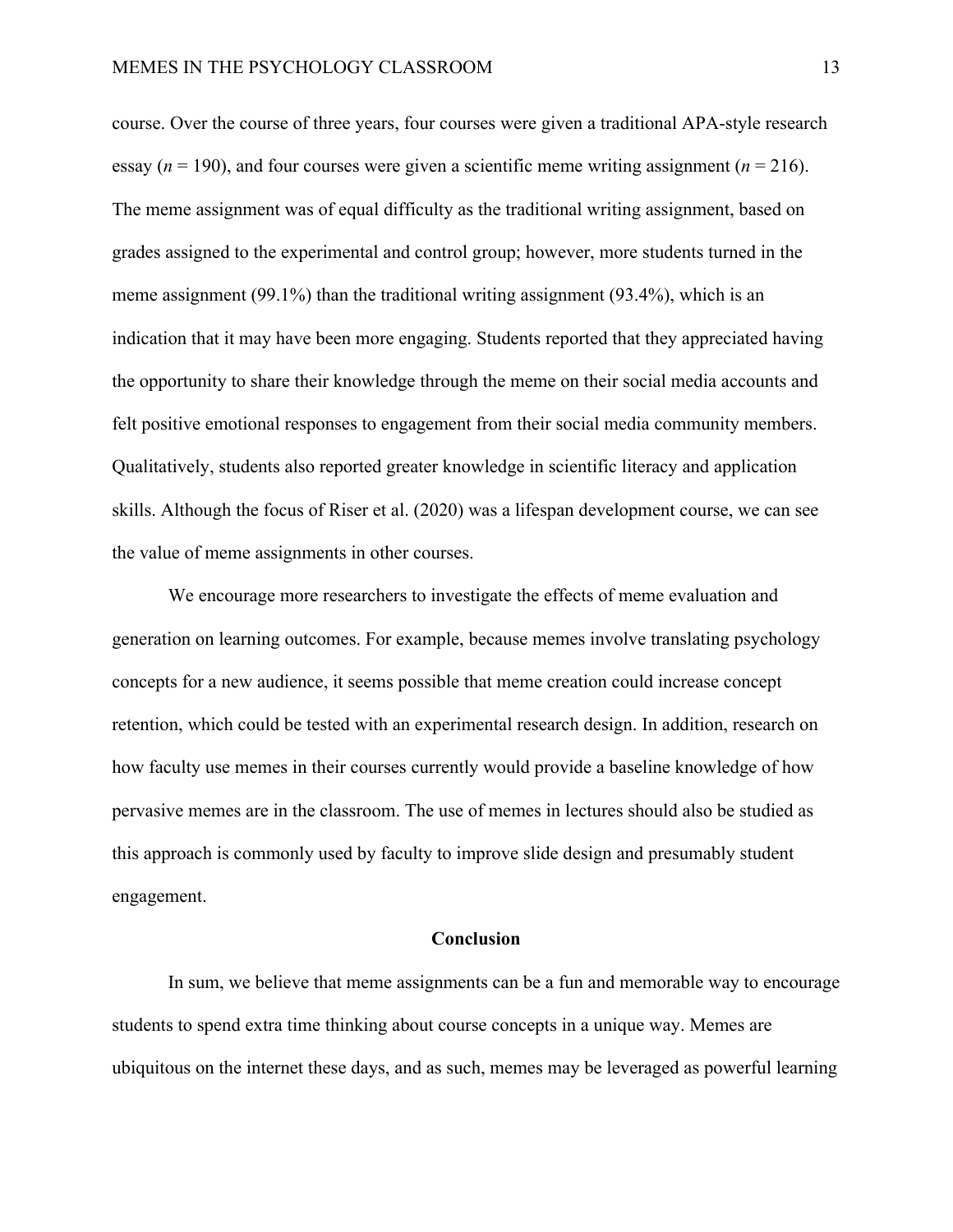course. Over the course of three years, four courses were given a traditional APA-style research essay ($n$ = 190), and four courses were given a scientific meme writing assignment ($n$ = 216). The meme assignment was of equal difficulty as the traditional writing assignment, based on grades assigned to the experimental and control group; however, more students turned in the meme assignment (99.1%) than the traditional writing assignment (93.4%), which is an indication that it may have been more engaging. Students reported that they appreciated having the opportunity to share their knowledge through the meme on their social media accounts and felt positive emotional responses to engagement from their social media community members. Qualitatively, students also reported greater knowledge in scientific literacy and application skills. Although the focus of Riser et al. (2020) was a lifespan development course, we can see the value of meme assignments in other courses.

We encourage more researchers to investigate the effects of meme evaluation and generation on learning outcomes. For example, because memes involve translating psychology concepts for a new audience, it seems possible that meme creation could increase concept retention, which could be tested with an experimental research design. In addition, research on how faculty use memes in their courses currently would provide a baseline knowledge of how pervasive memes are in the classroom. The use of memes in lectures should also be studied as this approach is commonly used by faculty to improve slide design and presumably student engagement.

## Conclusion

In sum, we believe that meme assignments can be a fun and memorable way to encourage students to spend extra time thinking about course concepts in a unique way. Memes are ubiquitous on the internet these days, and as such, memes may be leveraged as powerful learning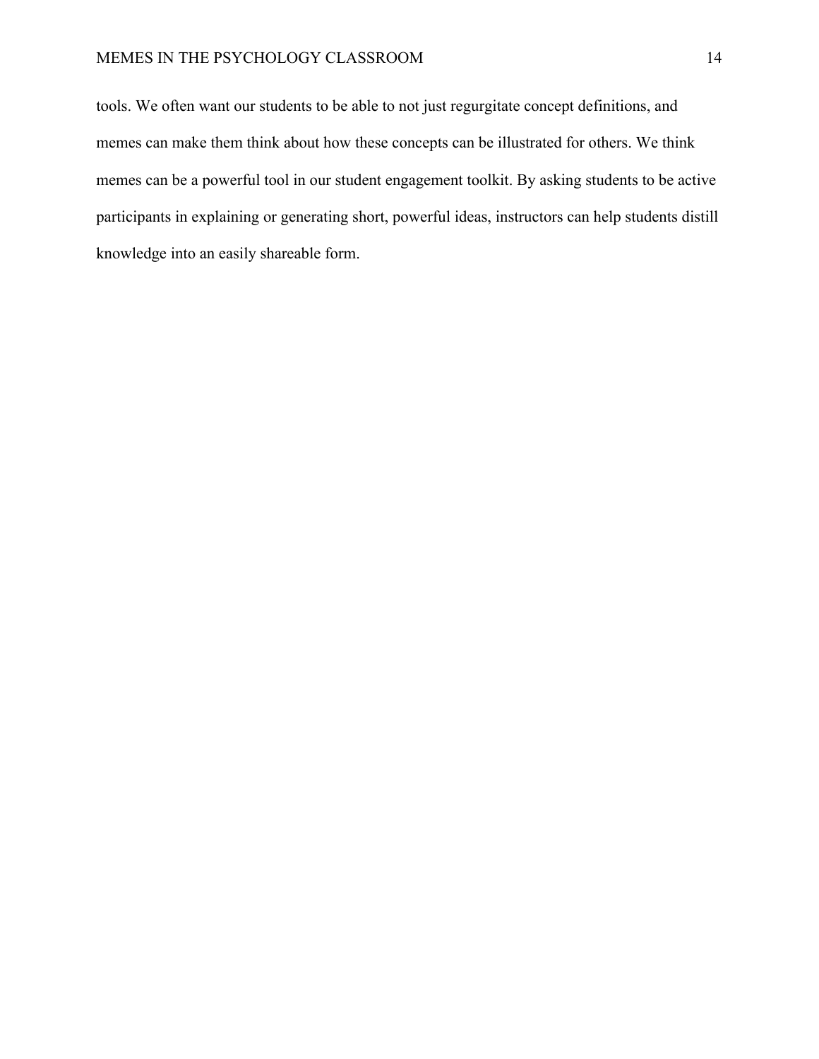tools. We often want our students to be able to not just regurgitate concept definitions, and memes can make them think about how these concepts can be illustrated for others. We think memes can be a powerful tool in our student engagement toolkit. By asking students to be active participants in explaining or generating short, powerful ideas, instructors can help students distill knowledge into an easily shareable form.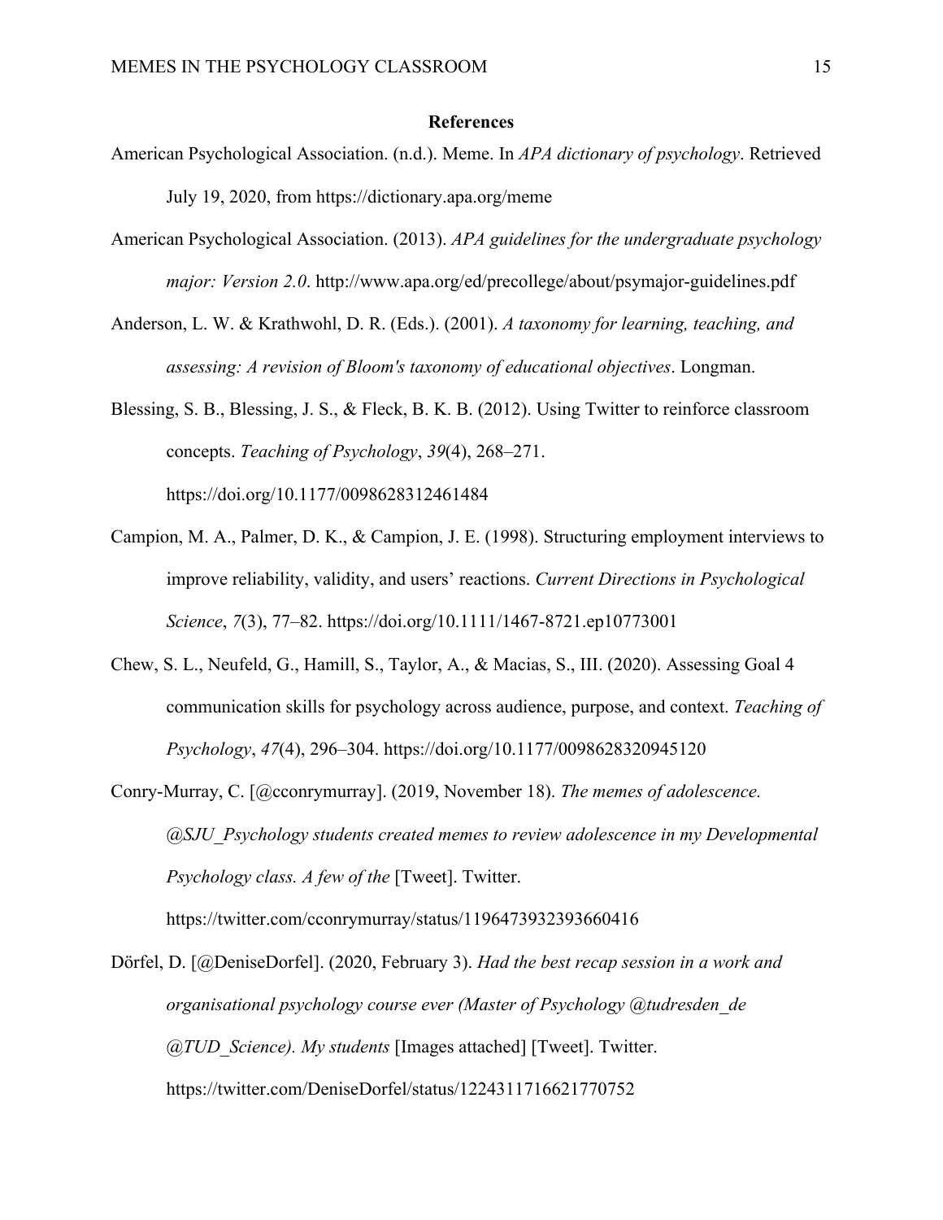## References

American Psychological Association. (n.d.). Meme. In *APA dictionary of psychology*. Retrieved July 19, 2020, from https://dictionary.apa.org/meme

American Psychological Association. (2013). *APA guidelines for the undergraduate psychology major: Version 2.0*. http://www.apa.org/ed/precollege/about/psymajor-guidelines.pdf

Anderson, L. W. & Krathwohl, D. R. (Eds.). (2001). *A taxonomy for learning, teaching, and assessing: A revision of Bloom's taxonomy of educational objectives*. Longman.

Blessing, S. B., Blessing, J. S., & Fleck, B. K. B. (2012). Using Twitter to reinforce classroom concepts. *Teaching of Psychology*, *39*(4), 268–271. https://doi.org/10.1177/0098628312461484

Campion, M. A., Palmer, D. K., & Campion, J. E. (1998). Structuring employment interviews to improve reliability, validity, and users' reactions. *Current Directions in Psychological Science*, *7*(3), 77–82. https://doi.org/10.1111/1467-8721.ep10773001

Chew, S. L., Neufeld, G., Hamill, S., Taylor, A., & Macias, S., III. (2020). Assessing Goal 4 communication skills for psychology across audience, purpose, and context. *Teaching of Psychology*, *47*(4), 296–304. https://doi.org/10.1177/0098628320945120

Conry-Murray, C. [@cconrymurray]. (2019, November 18). *The memes of adolescence. @SJU_Psychology students created memes to review adolescence in my Developmental Psychology class. A few of the* [Tweet]. Twitter. https://twitter.com/cconrymurray/status/1196473932393660416

Dörfel, D. [@DeniseDorfel]. (2020, February 3). *Had the best recap session in a work and organisational psychology course ever (Master of Psychology @tudresden_de @TUD_Science). My students* [Images attached] [Tweet]. Twitter. https://twitter.com/DeniseDorfel/status/1224311716621770752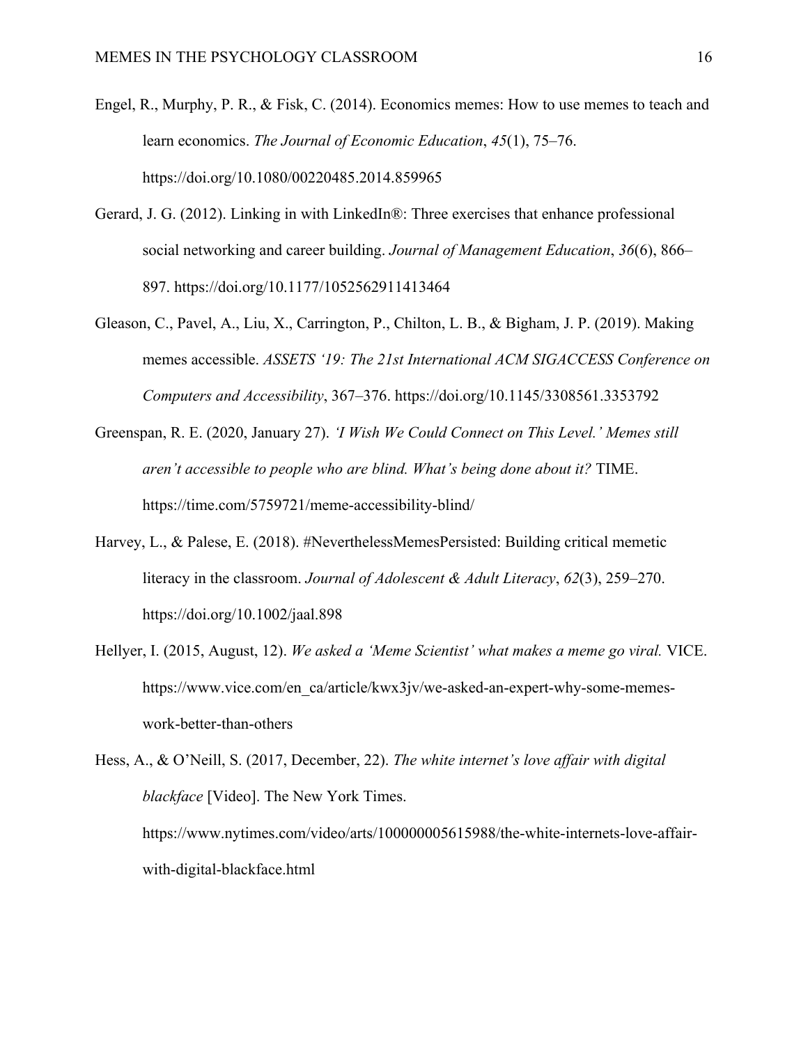Engel, R., Murphy, P. R., & Fisk, C. (2014). Economics memes: How to use memes to teach and learn economics. *The Journal of Economic Education*, *45*(1), 75–76. https://doi.org/10.1080/00220485.2014.859965

Gerard, J. G. (2012). Linking in with LinkedIn®: Three exercises that enhance professional social networking and career building. *Journal of Management Education*, *36*(6), 866–897. https://doi.org/10.1177/1052562911413464

Gleason, C., Pavel, A., Liu, X., Carrington, P., Chilton, L. B., & Bigham, J. P. (2019). Making memes accessible. *ASSETS '19: The 21st International ACM SIGACCESS Conference on Computers and Accessibility*, 367–376. https://doi.org/10.1145/3308561.3353792

Greenspan, R. E. (2020, January 27). *'I Wish We Could Connect on This Level.' Memes still aren't accessible to people who are blind. What's being done about it?* TIME. https://time.com/5759721/meme-accessibility-blind/

Harvey, L., & Palese, E. (2018). #Nevertheless MemesPersisted: Building critical memetic literacy in the classroom. *Journal of Adolescent & Adult Literacy*, *62*(3), 259–270. https://doi.org/10.1002/jaal.898

Hellyer, I. (2015, August, 12). *We asked a 'Meme Scientist' what makes a meme go viral.* VICE. https://www.vice.com/en_ca/article/kwx3jv/we-asked-an-expert-why-some-memes-work-better-than-others

Hess, A., & O'Neill, S. (2017, December, 22). *The white internet's love affair with digital blackface* [Video]. The New York Times. https://www.nytimes.com/video/arts/100000005615988/the-white-internets-love-affair-with-digital-blackface.html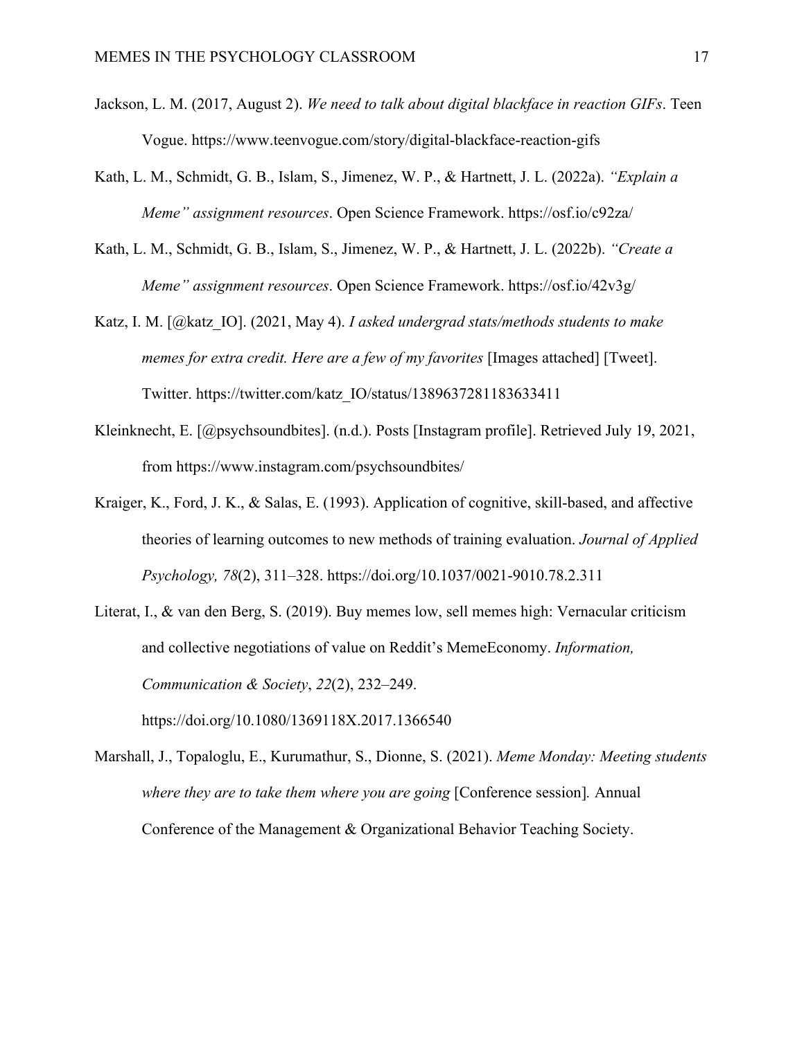Jackson, L. M. (2017, August 2). *We need to talk about digital blackface in reaction GIFs*. Teen Vogue. https://www.teenvogue.com/story/digital-blackface-reaction-gifs

Kath, L. M., Schmidt, G. B., Islam, S., Jimenez, W. P., & Hartnett, J. L. (2022a). *"Explain a Meme" assignment resources*. Open Science Framework. https://osf.io/c92za/

Kath, L. M., Schmidt, G. B., Islam, S., Jimenez, W. P., & Hartnett, J. L. (2022b). *"Create a Meme" assignment resources*. Open Science Framework. https://osf.io/42v3g/

Katz, I. M. [@katz_IO]. (2021, May 4). *I asked undergrad stats/methods students to make memes for extra credit. Here are a few of my favorites* [Images attached] [Tweet]. Twitter. https://twitter.com/katz_IO/status/1389637281183633411

Kleinknecht, E. [@psychsoundbites]. (n.d.). Posts [Instagram profile]. Retrieved July 19, 2021, from https://www.instagram.com/psychsoundbites/

Kraiger, K., Ford, J. K., & Salas, E. (1993). Application of cognitive, skill-based, and affective theories of learning outcomes to new methods of training evaluation. *Journal of Applied Psychology, 78*(2), 311–328. https://doi.org/10.1037/0021-9010.78.2.311

Literat, I., & van den Berg, S. (2019). Buy memes low, sell memes high: Vernacular criticism and collective negotiations of value on Reddit's MemeEconomy. *Information, Communication & Society*, *22*(2), 232–249. https://doi.org/10.1080/1369118X.2017.1366540

Marshall, J., Topaloglu, E., Kurumathur, S., Dionne, S. (2021). *Meme Monday: Meeting students where they are to take them where you are going* [Conference session]. Annual Conference of the Management & Organizational Behavior Teaching Society.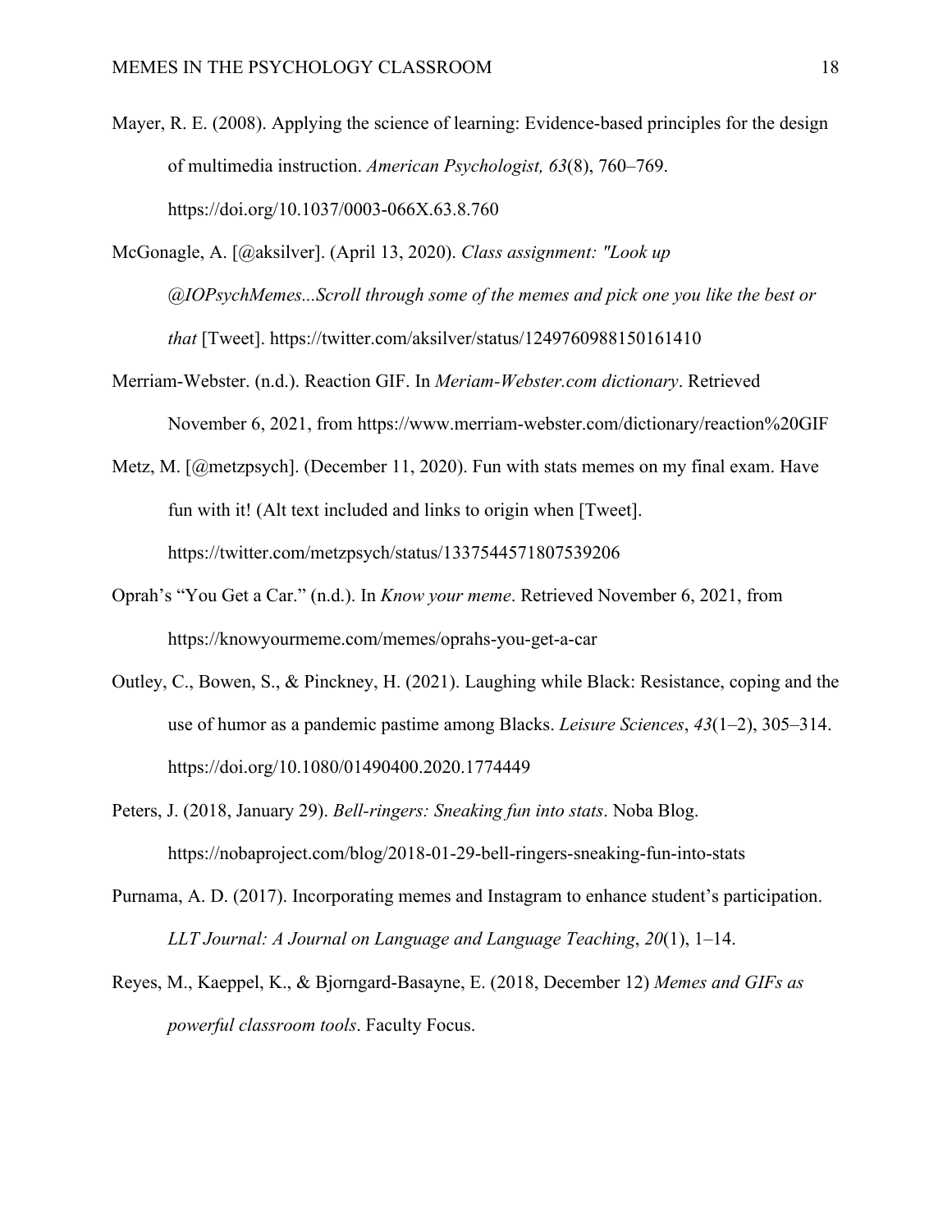Mayer, R. E. (2008). Applying the science of learning: Evidence-based principles for the design of multimedia instruction. *American Psychologist, 63*(8), 760–769. https://doi.org/10.1037/0003-066X.63.8.760

McGonagle, A. [@aksilver]. (April 13, 2020). *Class assignment: "Look up @IOPsychMemes...Scroll through some of the memes and pick one you like the best or that* [Tweet]. https://twitter.com/aksilver/status/1249760988150161410

Merriam-Webster. (n.d.). Reaction GIF. In *Meriam-Webster.com dictionary*. Retrieved November 6, 2021, from https://www.merriam-webster.com/dictionary/reaction%20GIF

Metz, M. [@metzpsych]. (December 11, 2020). Fun with stats memes on my final exam. Have fun with it! (Alt text included and links to origin when [Tweet]. https://twitter.com/metzpsych/status/1337544571807539206

Oprah's "You Get a Car." (n.d.). In *Know your meme*. Retrieved November 6, 2021, from https://knowyourmeme.com/memes/oprahs-you-get-a-car

Outley, C., Bowen, S., & Pinckney, H. (2021). Laughing while Black: Resistance, coping and the use of humor as a pandemic pastime among Blacks. *Leisure Sciences*, *43*(1–2), 305–314. https://doi.org/10.1080/01490400.2020.1774449

Peters, J. (2018, January 29). *Bell-ringers: Sneaking fun into stats*. Noba Blog. https://nobaproject.com/blog/2018-01-29-bell-ringers-sneaking-fun-into-stats

Purnama, A. D. (2017). Incorporating memes and Instagram to enhance student's participation. *LLT Journal: A Journal on Language and Language Teaching*, *20*(1), 1–14.

Reyes, M., Kaeppel, K., & Bjorngard-Basayne, E. (2018, December 12) *Memes and GIFs as powerful classroom tools*. Faculty Focus.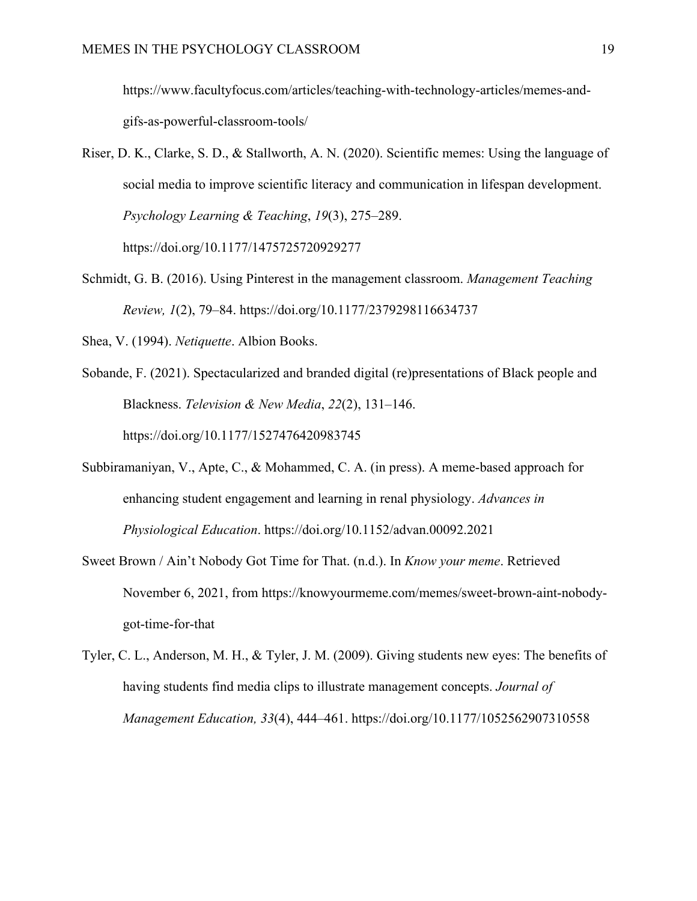https://www.facultyfocus.com/articles/teaching-with-technology-articles/memes-and-gifs-as-powerful-classroom-tools/

Riser, D. K., Clarke, S. D., & Stallworth, A. N. (2020). Scientific memes: Using the language of social media to improve scientific literacy and communication in lifespan development. *Psychology Learning & Teaching*, *19*(3), 275–289. https://doi.org/10.1177/1475725720929277

Schmidt, G. B. (2016). Using Pinterest in the management classroom. *Management Teaching Review, 1*(2), 79–84. https://doi.org/10.1177/2379298116634737

Shea, V. (1994). *Netiquette*. Albion Books.

Sobande, F. (2021). Spectacularized and branded digital (re)presentations of Black people and Blackness. *Television & New Media*, *22*(2), 131–146. https://doi.org/10.1177/1527476420983745

Subbiramaniyan, V., Apte, C., & Mohammed, C. A. (in press). A meme-based approach for enhancing student engagement and learning in renal physiology. *Advances in Physiological Education*. https://doi.org/10.1152/advan.00092.2021

Sweet Brown / Ain't Nobody Got Time for That. (n.d.). In *Know your meme*. Retrieved November 6, 2021, from https://knowyourmeme.com/memes/sweet-brown-aint-nobody-got-time-for-that

Tyler, C. L., Anderson, M. H., & Tyler, J. M. (2009). Giving students new eyes: The benefits of having students find media clips to illustrate management concepts. *Journal of Management Education, 33*(4), 444–461. https://doi.org/10.1177/1052562907310558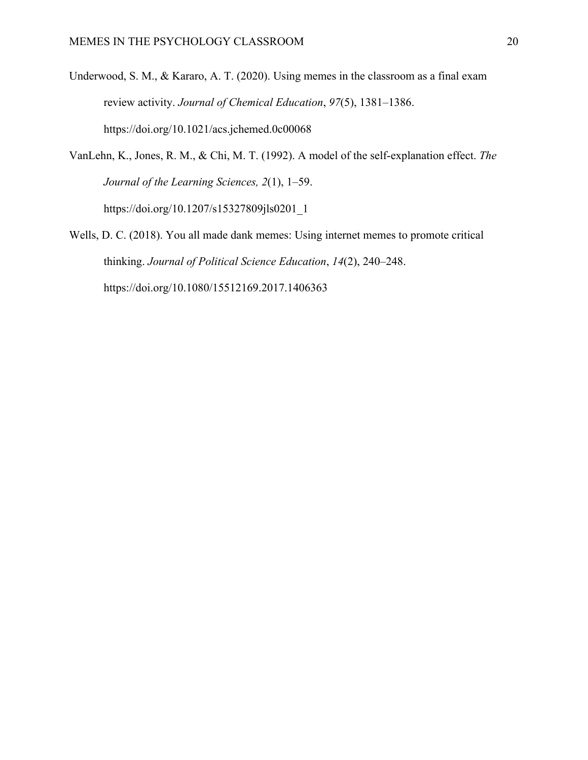Underwood, S. M., & Kararo, A. T. (2020). Using memes in the classroom as a final exam review activity. *Journal of Chemical Education*, *97*(5), 1381–1386. https://doi.org/10.1021/acs.jchemed.0c00068

VanLehn, K., Jones, R. M., & Chi, M. T. (1992). A model of the self-explanation effect. *The Journal of the Learning Sciences, 2*(1), 1–59. https://doi.org/10.1207/s15327809jls0201_1

Wells, D. C. (2018). You all made dank memes: Using internet memes to promote critical thinking. *Journal of Political Science Education*, *14*(2), 240–248. https://doi.org/10.1080/15512169.2017.1406363